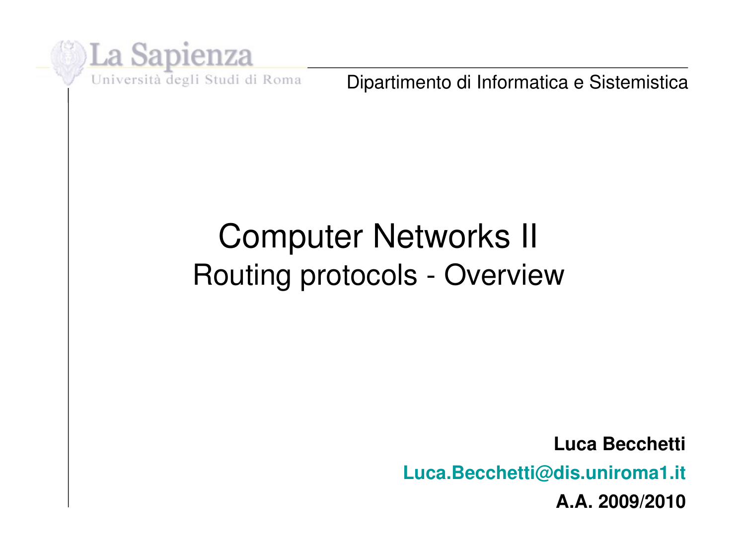La Sapienza

Università degli Studi di Roma

Dipartimento di Informatica e Sistemistica

# Computer Networks II

## Routing protocols - Overview

**Luca Becchetti**

**Luca.Becchetti@dis.uniroma1.it**

**A.A. 2009/2010**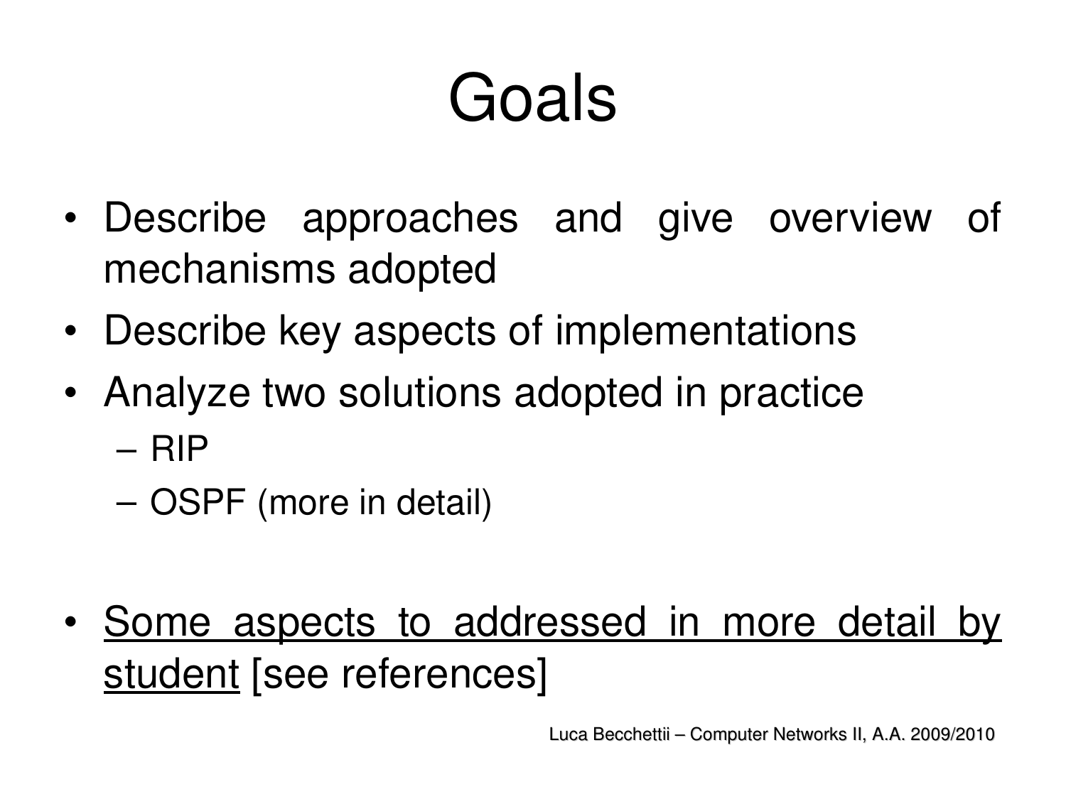# Goals

- Describe approaches and give overview of mechanisms adopted
- Describe key aspects of implementations
- Analyze two solutions adopted in practice
  - RIP
  - OSPF (more in detail)

- <u>Some aspects to addressed in more detail by student</u> [see references]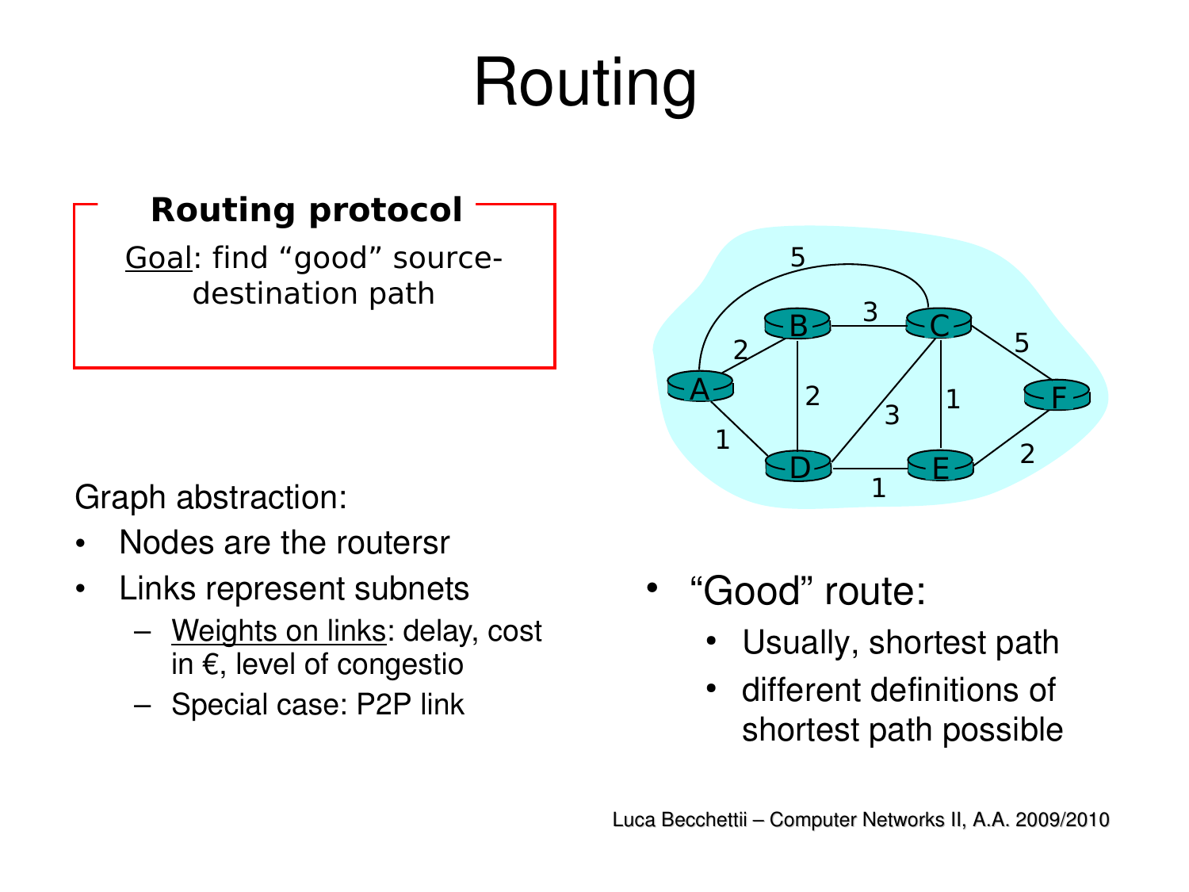# Routing

**Routing protocol**

Goal: find "good" source-destination path

Graph abstraction:

- Nodes are the routersr
- Links represent subnets
  - Weights on links: delay, cost in €, level of congestio
  - Special case: P2P link

- "Good" route:
  - Usually, shortest path
  - different definitions of shortest path possible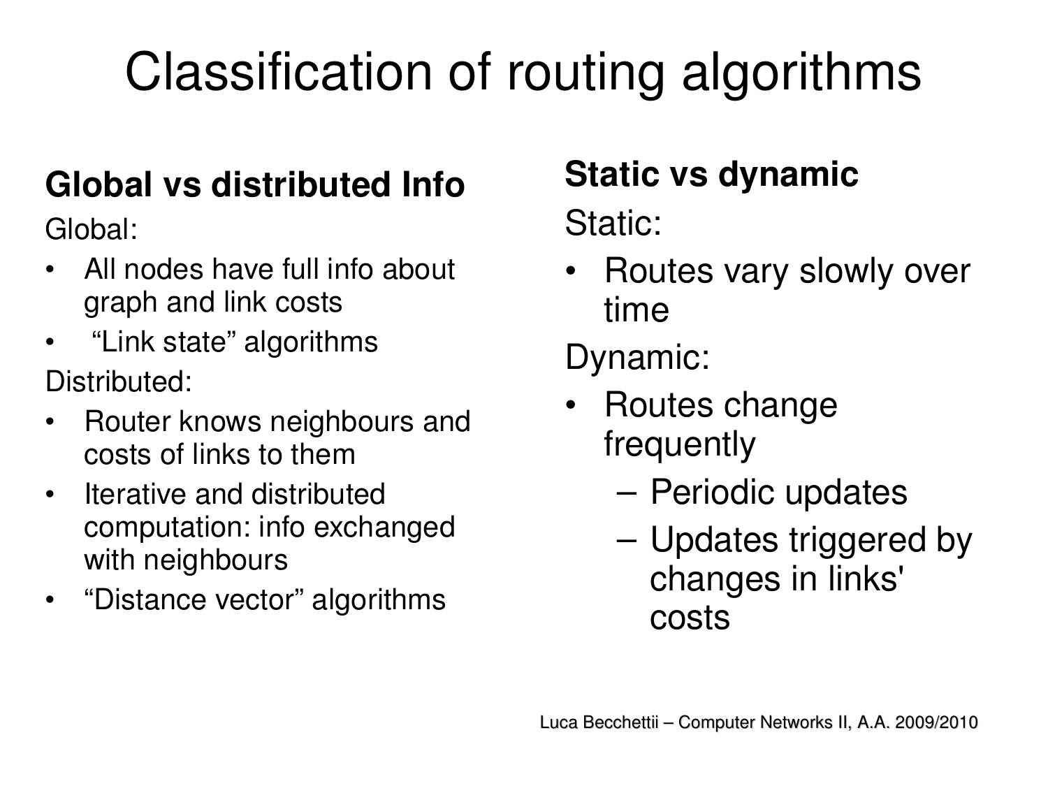# Classification of routing algorithms

## Global vs distributed Info

Global:

- All nodes have full info about graph and link costs
- "Link state" algorithms

Distributed:

- Router knows neighbours and costs of links to them
- Iterative and distributed computation: info exchanged with neighbours
- "Distance vector" algorithms

## Static vs dynamic

Static:

- Routes vary slowly over time

Dynamic:

- Routes change frequently
  - Periodic updates
  - Updates triggered by changes in links' costs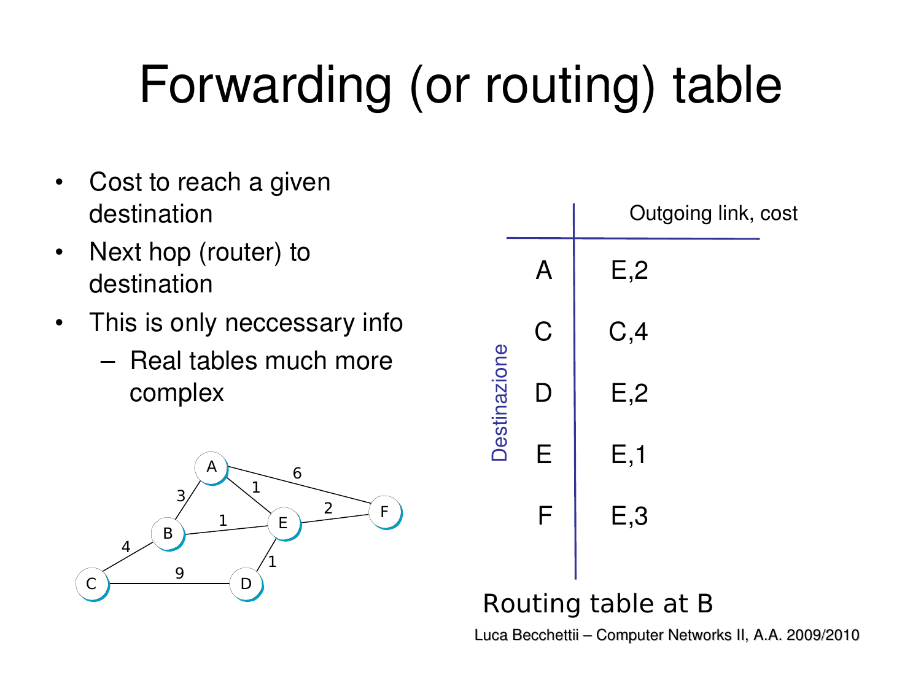# Forwarding (or routing) table

- Cost to reach a given destination
- Next hop (router) to destination
- This is only neccessary info
  - Real tables much more complex

| Destinazione | Outgoing link, cost |
|---|---|
| A | E,2 |
| C | C,4 |
| D | E,2 |
| E | E,1 |
| F | E,3 |

Routing table at B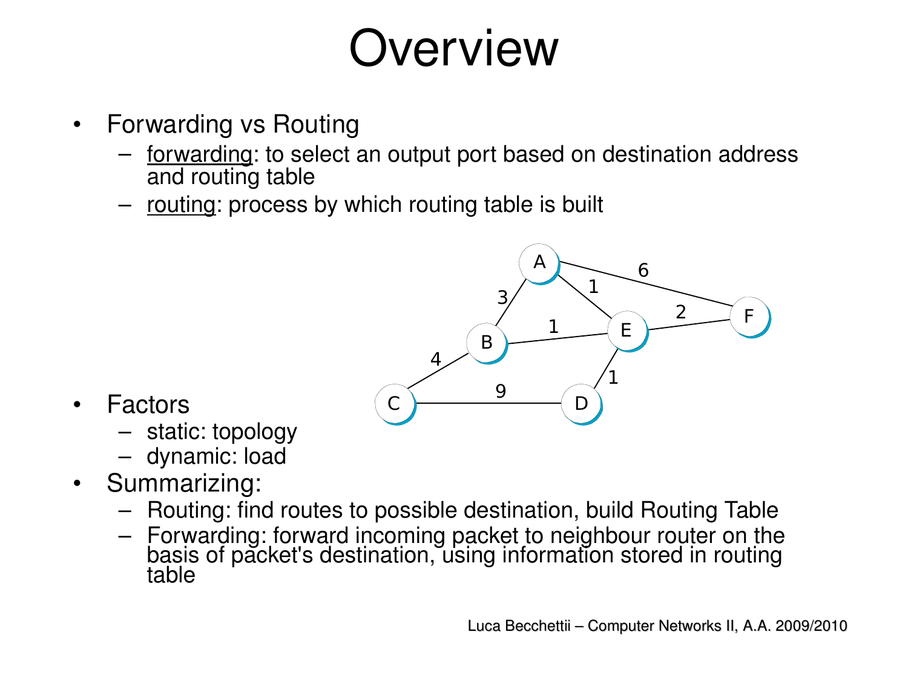# Overview

- Forwarding vs Routing
  - <u>forwarding</u>: to select an output port based on destination address and routing table
  - <u>routing</u>: process by which routing table is built
- Factors
  - static: topology
  - dynamic: load
- Summarizing:
  - Routing: find routes to possible destination, build Routing Table
  - Forwarding: forward incoming packet to neighbour router on the basis of packet's destination, using information stored in routing table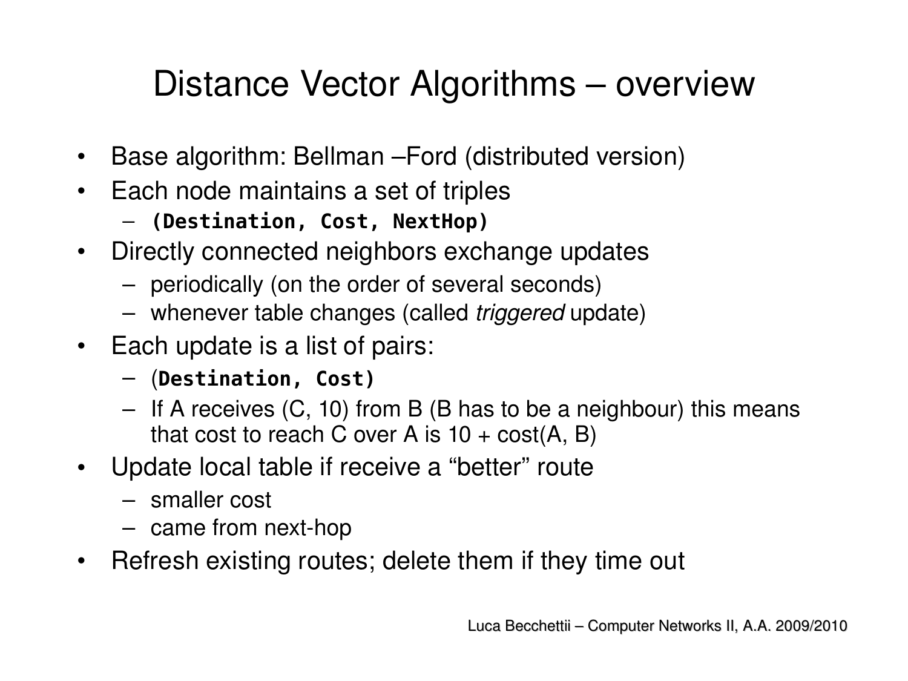# Distance Vector Algorithms – overview

- Base algorithm: Bellman –Ford (distributed version)
- Each node maintains a set of triples
  - **(Destination, Cost, NextHop)**
- Directly connected neighbors exchange updates
  - periodically (on the order of several seconds)
  - whenever table changes (called *triggered* update)
- Each update is a list of pairs:
  - (**Destination, Cost)**
  - If A receives (C, 10) from B (B has to be a neighbour) this means that cost to reach C over A is 10 + cost(A, B)
- Update local table if receive a "better" route
  - smaller cost
  - came from next-hop
- Refresh existing routes; delete them if they time out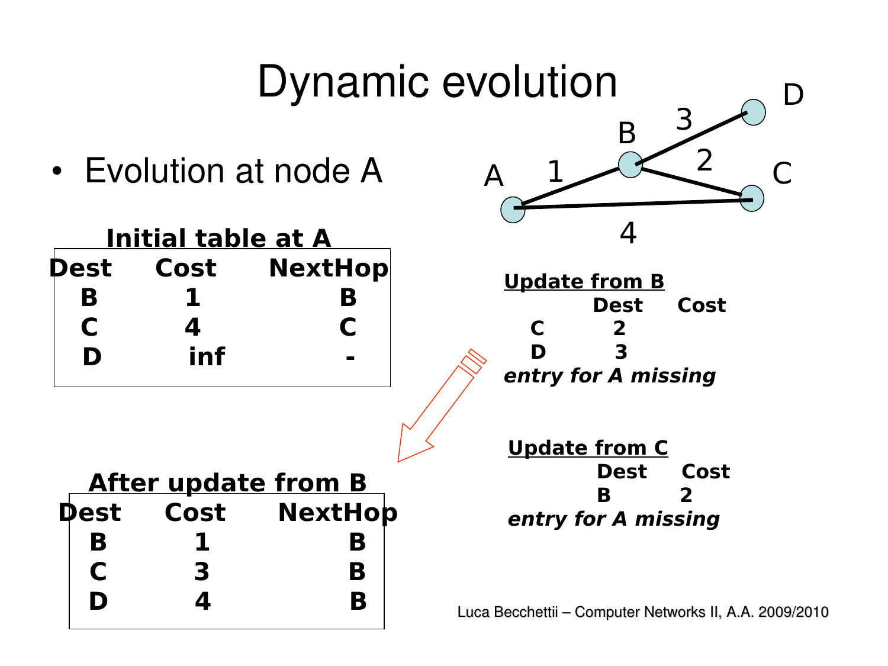# Dynamic evolution

- Evolution at node A

**Initial table at A**

| Dest | Cost | NextHop |
|---|---|---|
| B | 1 | B |
| C | 4 | C |
| D | inf | - |

**Update from B**

| Dest | Cost |
|---|---|
| C | 2 |
| D | 3 |

***entry for A missing***

**After update from B**

| Dest | Cost | NextHop |
|---|---|---|
| B | 1 | B |
| C | 3 | B |
| D | 4 | B |

**Update from C**

| Dest | Cost |
|---|---|
| B | 2 |

***entry for A missing***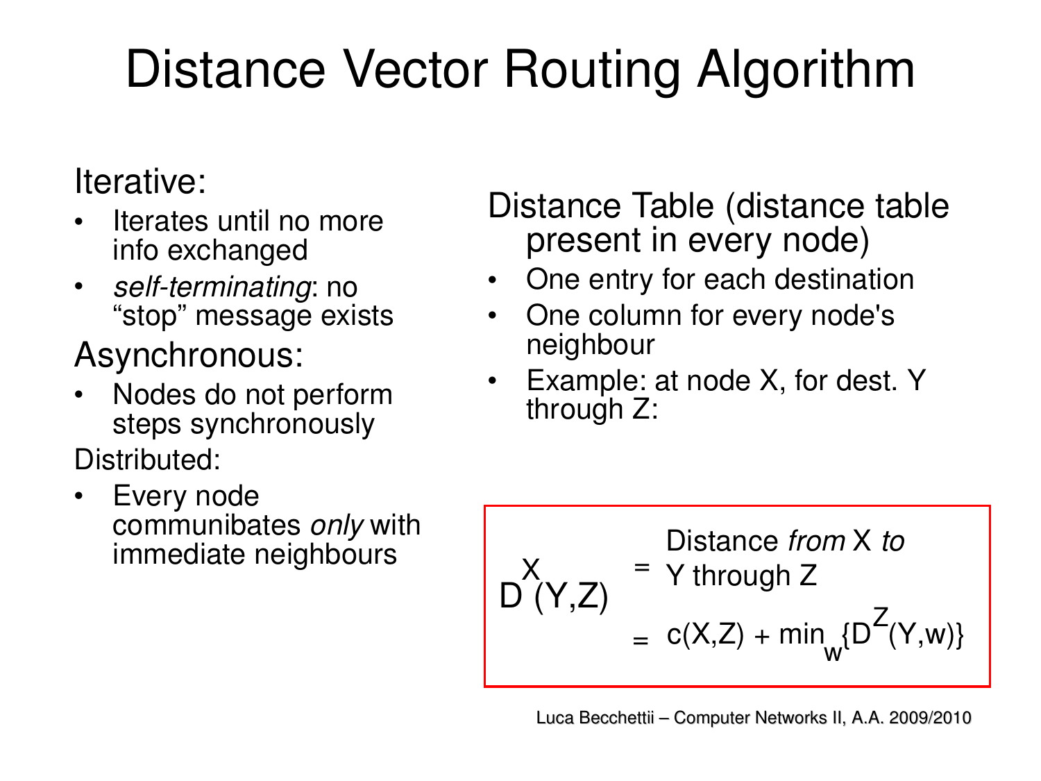# Distance Vector Routing Algorithm

Iterative:

- Iterates until no more info exchanged
- *self-terminating*: no “stop” message exists

Asynchronous:

- Nodes do not perform steps synchronously

Distributed:

- Every node communibates *only* with immediate neighbours

Distance Table (distance table present in every node)

- One entry for each destination
- One column for every node's neighbour
- Example: at node X, for dest. Y through Z:

$D^X(Y,Z)$ = Distance *from* X *to* Y through Z

$$= c(X,Z) + \min_w\{D^Z(Y,w)\}$$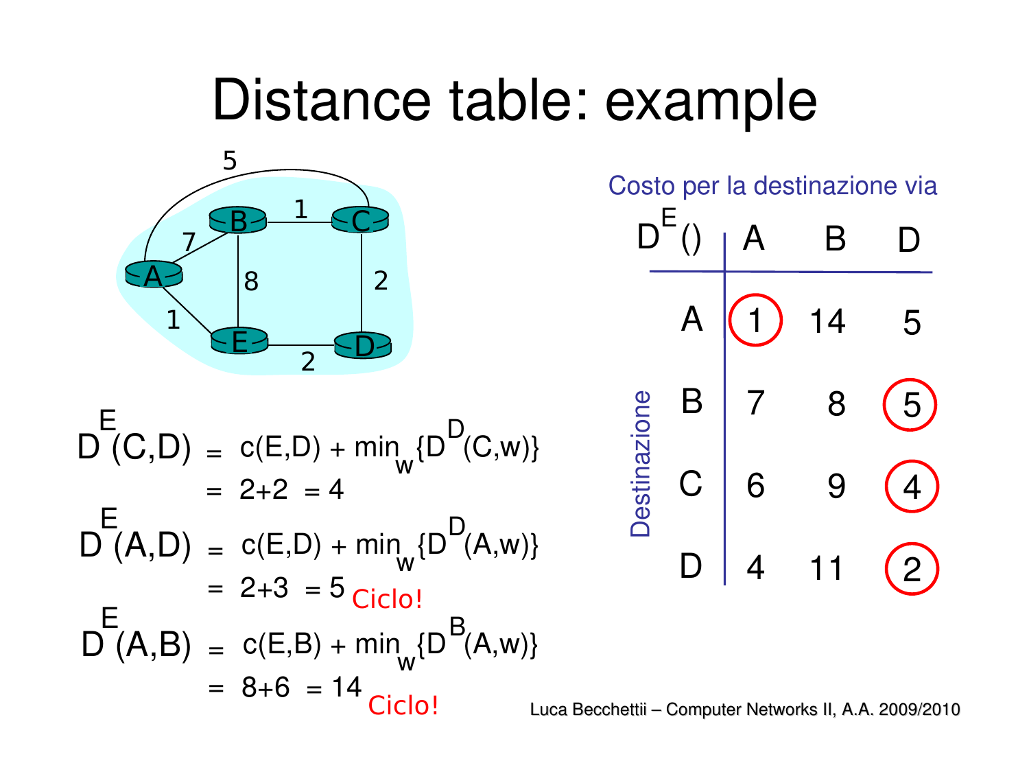# Distance table: example

$$D^E(C,D) = c(E,D) + \min_w \{D^D(C,w)\}$$
$$= 2+2 = 4$$

$$D^E(A,D) = c(E,D) + \min_w \{D^D(A,w)\}$$
$$= 2+3 = 5$$ Ciclo!

$$D^E(A,B) = c(E,B) + \min_w \{D^B(A,w)\}$$
$$= 8+6 = 14$$ Ciclo!

Costo per la destinazione via

| Destinazione $D^E()$ | A | B | D |
|---|---|---|---|
| A | **1** | 14 | 5 |
| B | 7 | 8 | **5** |
| C | 6 | 9 | **4** |
| D | 4 | 11 | **2** |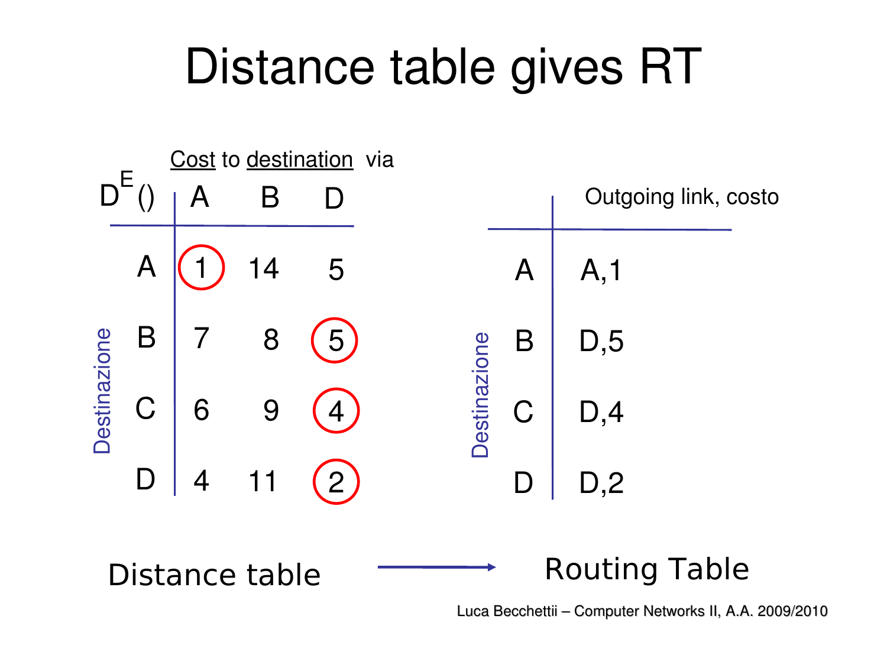# Distance table gives RT

Cost to destination via

| $D^E()$ | A | B | D |
|---|---|---|---|
| A | 1 | 14 | 5 |
| B | 7 | 8 | 5 |
| C | 6 | 9 | 4 |
| D | 4 | 11 | 2 |

Destinazione

| | Outgoing link, costo |
|---|---|
| A | A,1 |
| B | D,5 |
| C | D,4 |
| D | D,2 |

Destinazione

Distance table → Routing Table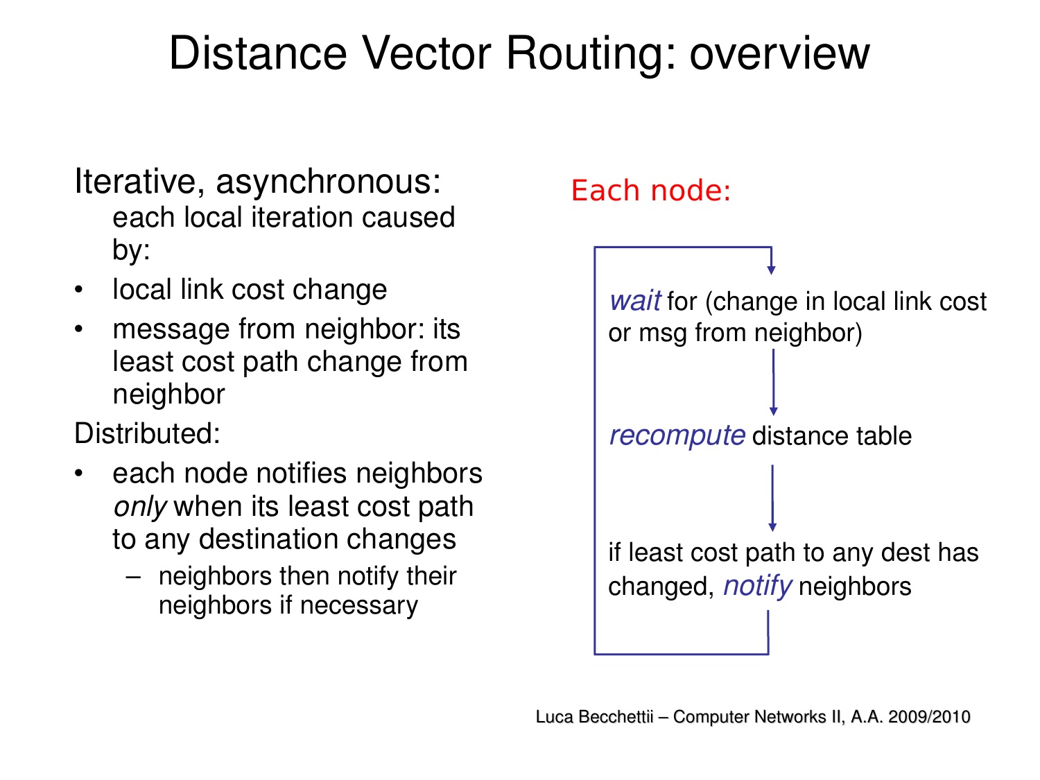# Distance Vector Routing: overview

Iterative, asynchronous: each local iteration caused by:

- local link cost change
- message from neighbor: its least cost path change from neighbor

Distributed:

- each node notifies neighbors *only* when its least cost path to any destination changes
  - neighbors then notify their neighbors if necessary

Each node:

*wait* for (change in local link cost or msg from neighbor)

*recompute* distance table

if least cost path to any dest has changed, *notify* neighbors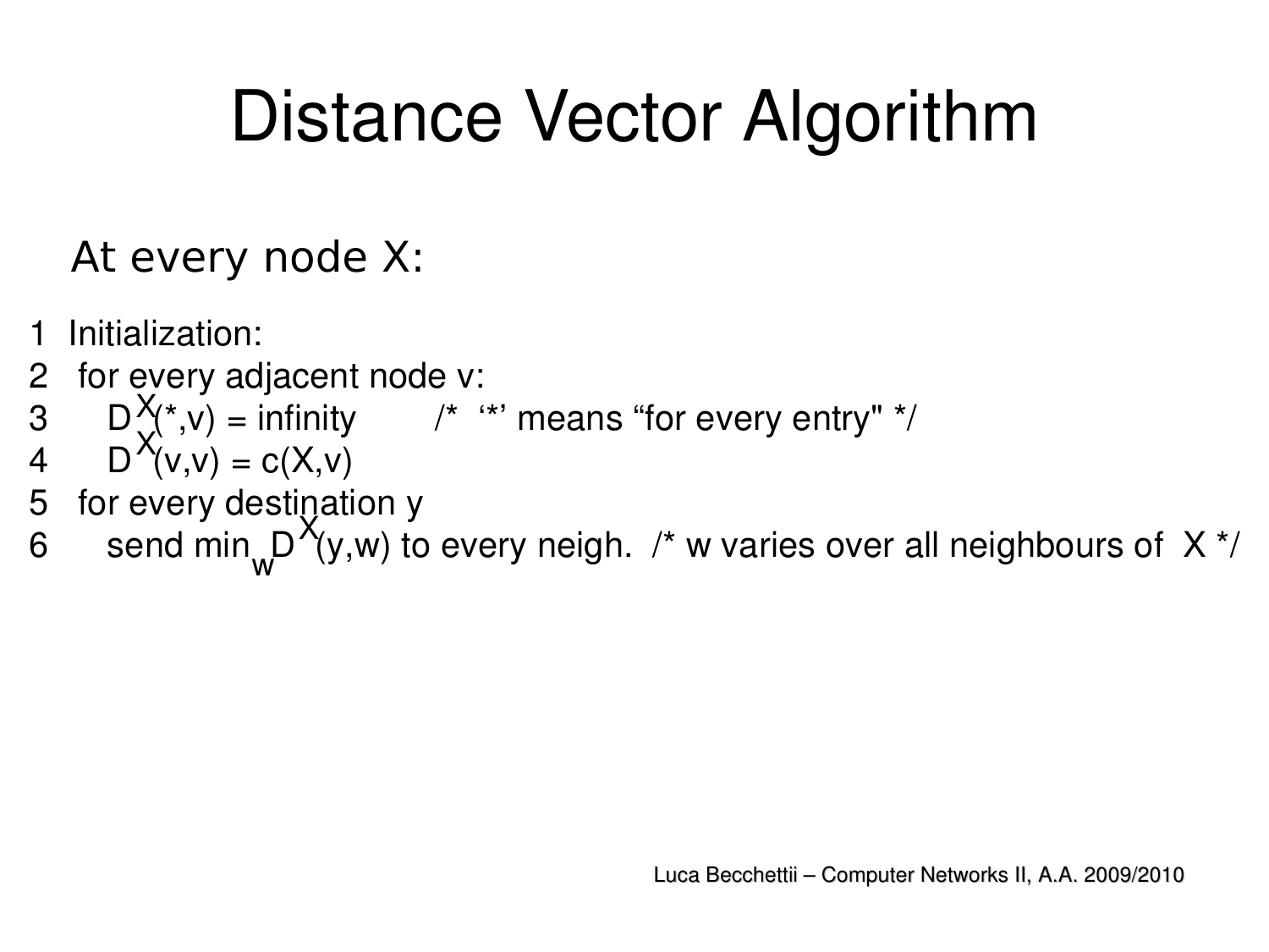# Distance Vector Algorithm

At every node X:

```
1  Initialization:
2   for every adjacent node v:
3      D^X(*,v) = infinity        /*  '*' means "for every entry" */
4      D^X(v,v) = c(X,v)
5   for every destination y
6      send min_w D^X(y,w) to every neigh.  /* w varies over all neighbours of  X */
```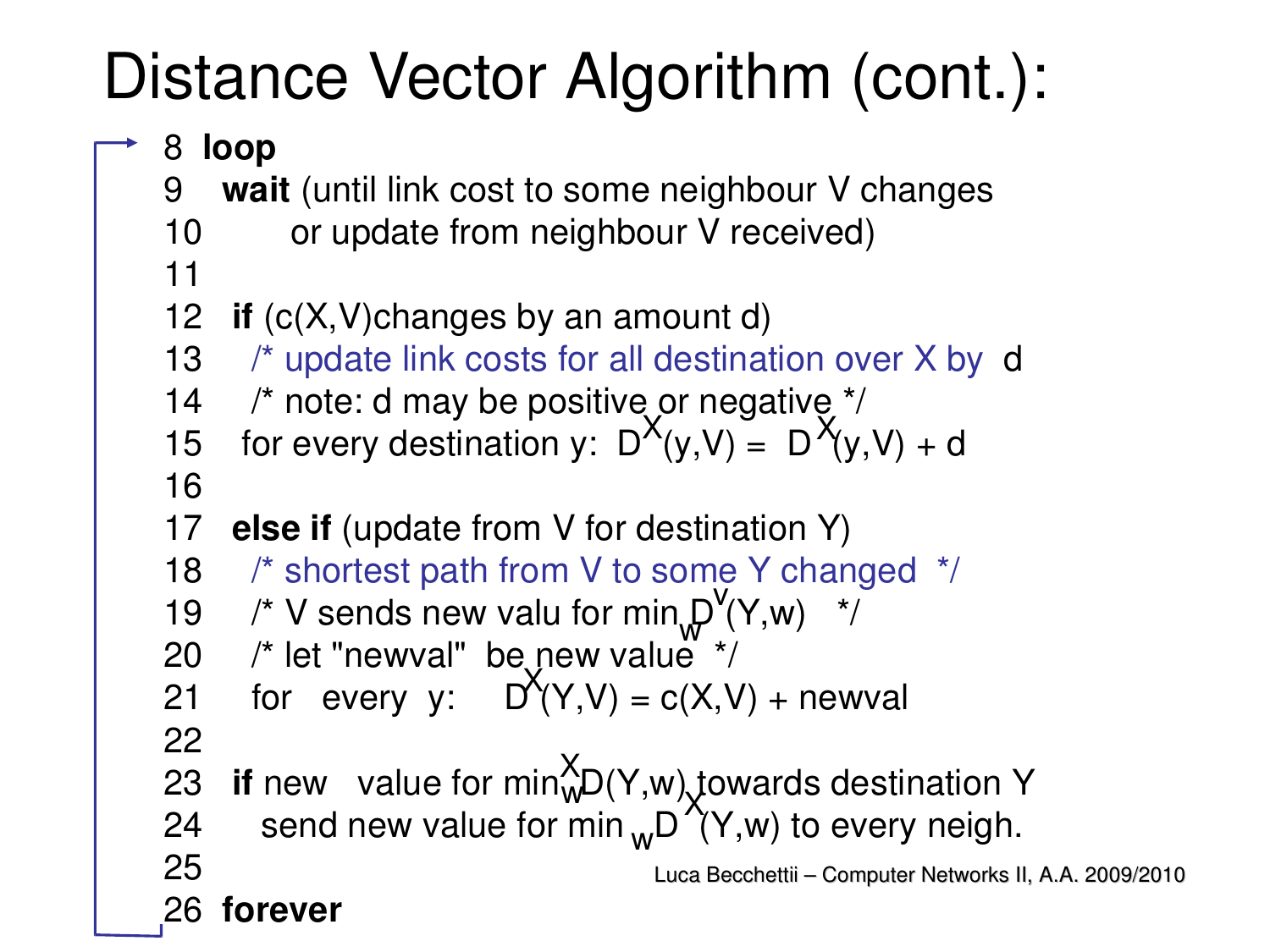# Distance Vector Algorithm (cont.):

```
8  loop
9    wait (until link cost to some neighbour V changes
10         or update from neighbour V received)
11
12   if (c(X,V)changes by an amount d)
13     /* update link costs for all destination over X by  d
14     /* note: d may be positive or negative */
15    for every destination y:  D^X(y,V) =  D^X(y,V) + d
16
17   else if (update from V for destination Y)
18     /* shortest path from V to some Y changed  */
19     /* V sends new valu for min_w D^V(Y,w)   */
20     /* let "newval"  be new value  */
21     for   every  y:     D^X(Y,V) = c(X,V) + newval
22
23   if new   value for min_w D^X(Y,w) towards destination Y
24      send new value for min_w D^X(Y,w) to every neigh.
25
26  forever
```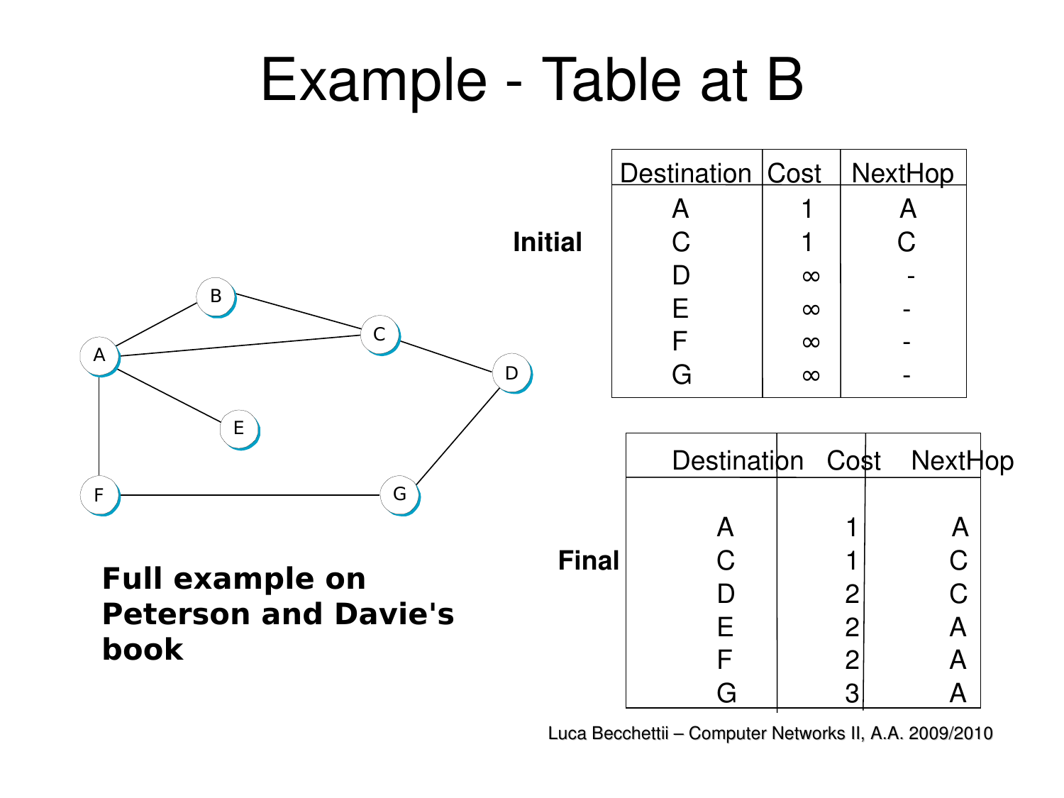# Example - Table at B

**Initial**

| Destination | Cost | NextHop |
|---|---|---|
| A | 1 | A |
| C | 1 | C |
| D | ∞ | - |
| E | ∞ | - |
| F | ∞ | - |
| G | ∞ | - |

**Final**

| Destination | Cost | NextHop |
|---|---|---|
| A | 1 | A |
| C | 1 | C |
| D | 2 | C |
| E | 2 | A |
| F | 2 | A |
| G | 3 | A |

**Full example on Peterson and Davie's book**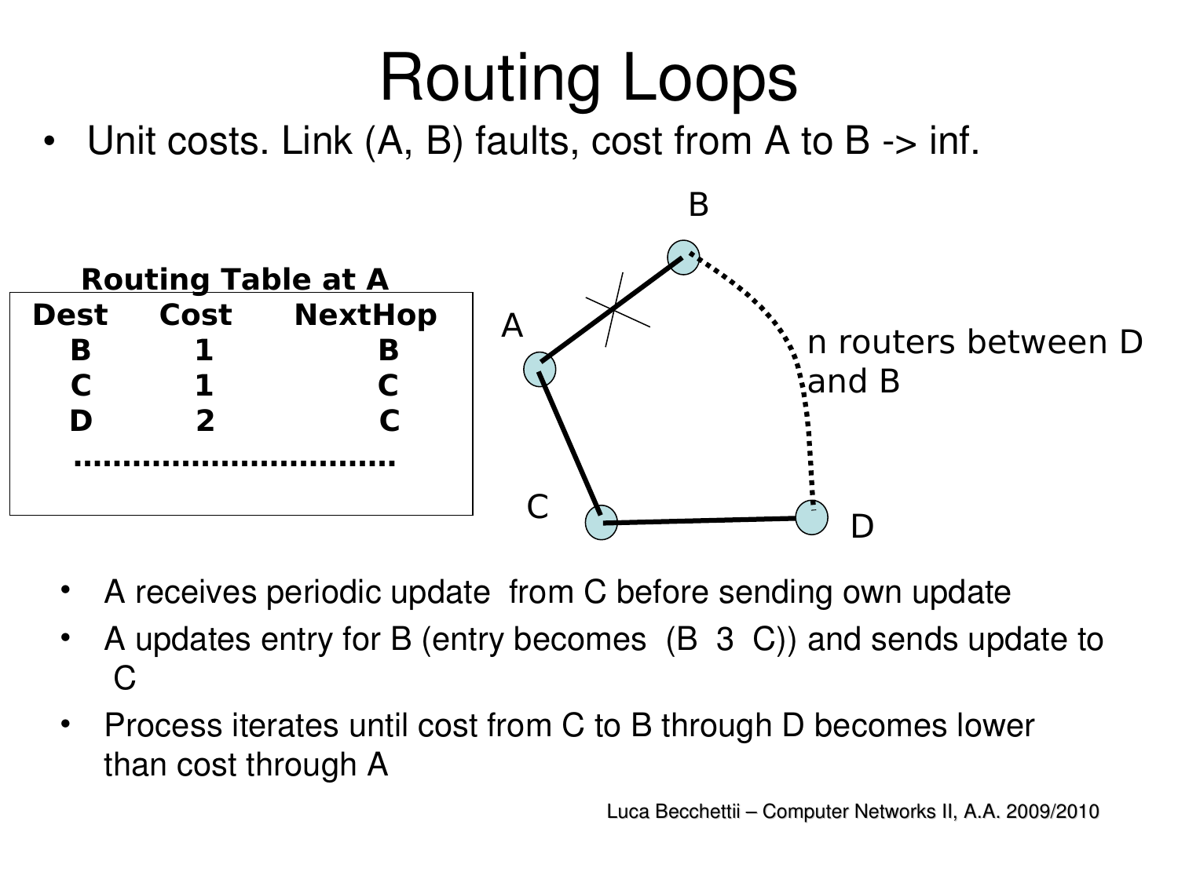# Routing Loops

- Unit costs. Link (A, B) faults, cost from A to B -> inf.

**Routing Table at A**

| Dest | Cost | NextHop |
|---|---|---|
| B | 1 | B |
| C | 1 | C |
| D | 2 | C |
| ...... | | |

n routers between D and B

- A receives periodic update from C before sending own update
- A updates entry for B (entry becomes (B 3 C)) and sends update to C
- Process iterates until cost from C to B through D becomes lower than cost through A

Luca Becchettii – Computer Networks II, A.A. 2009/2010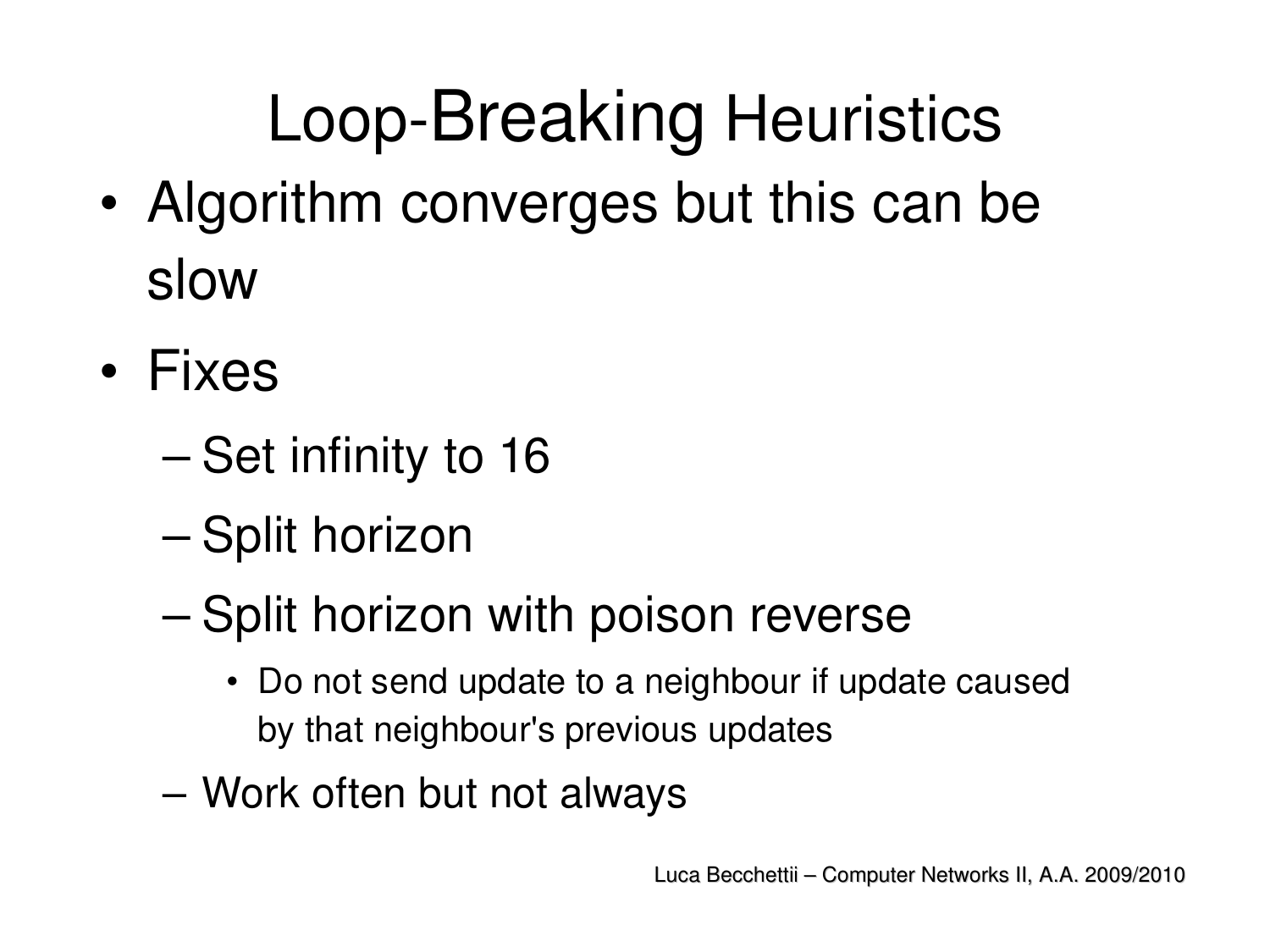# Loop-Breaking Heuristics

- Algorithm converges but this can be slow
- Fixes
  - Set infinity to 16
  - Split horizon
  - Split horizon with poison reverse
    - Do not send update to a neighbour if update caused by that neighbour's previous updates
  - Work often but not always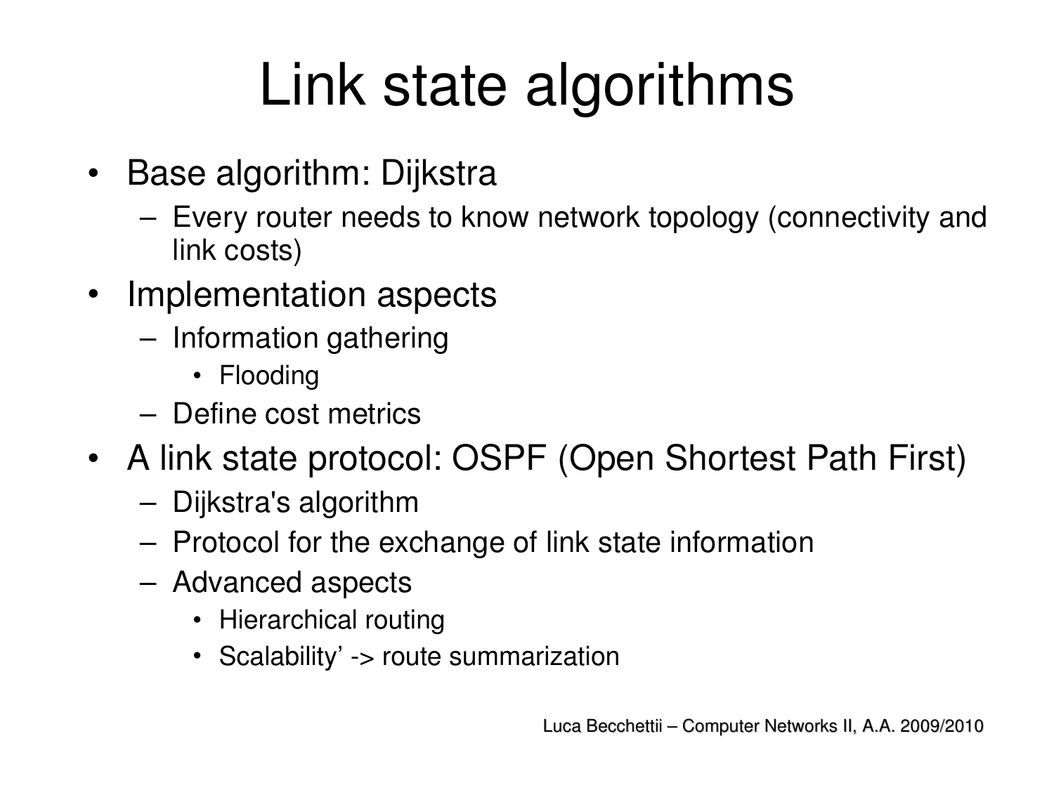# Link state algorithms

- Base algorithm: Dijkstra
  - Every router needs to know network topology (connectivity and link costs)
- Implementation aspects
  - Information gathering
    - Flooding
  - Define cost metrics
- A link state protocol: OSPF (Open Shortest Path First)
  - Dijkstra's algorithm
  - Protocol for the exchange of link state information
  - Advanced aspects
    - Hierarchical routing
    - Scalability' -> route summarization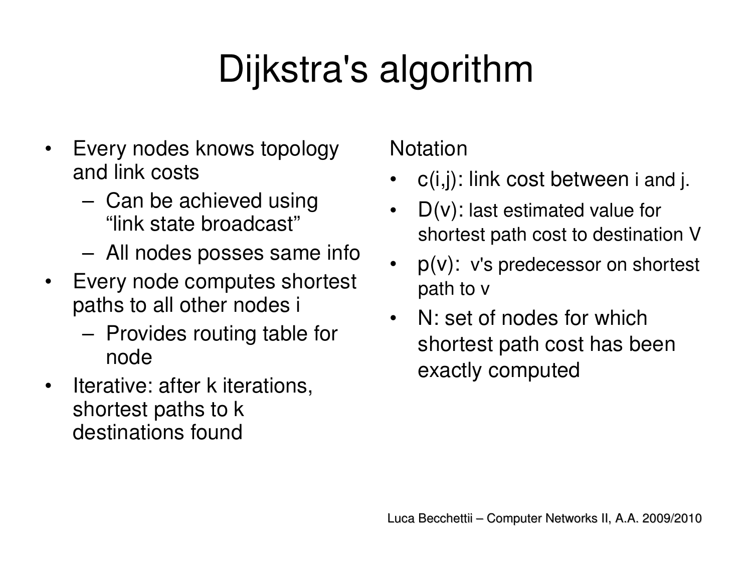# Dijkstra's algorithm

- Every nodes knows topology and link costs
  - Can be achieved using "link state broadcast"
  - All nodes posses same info
- Every node computes shortest paths to all other nodes i
  - Provides routing table for node
- Iterative: after k iterations, shortest paths to k destinations found

Notation

- c(i,j): link cost between i and j.
- D(v): last estimated value for shortest path cost to destination V
- p(v): v's predecessor on shortest path to v
- N: set of nodes for which shortest path cost has been exactly computed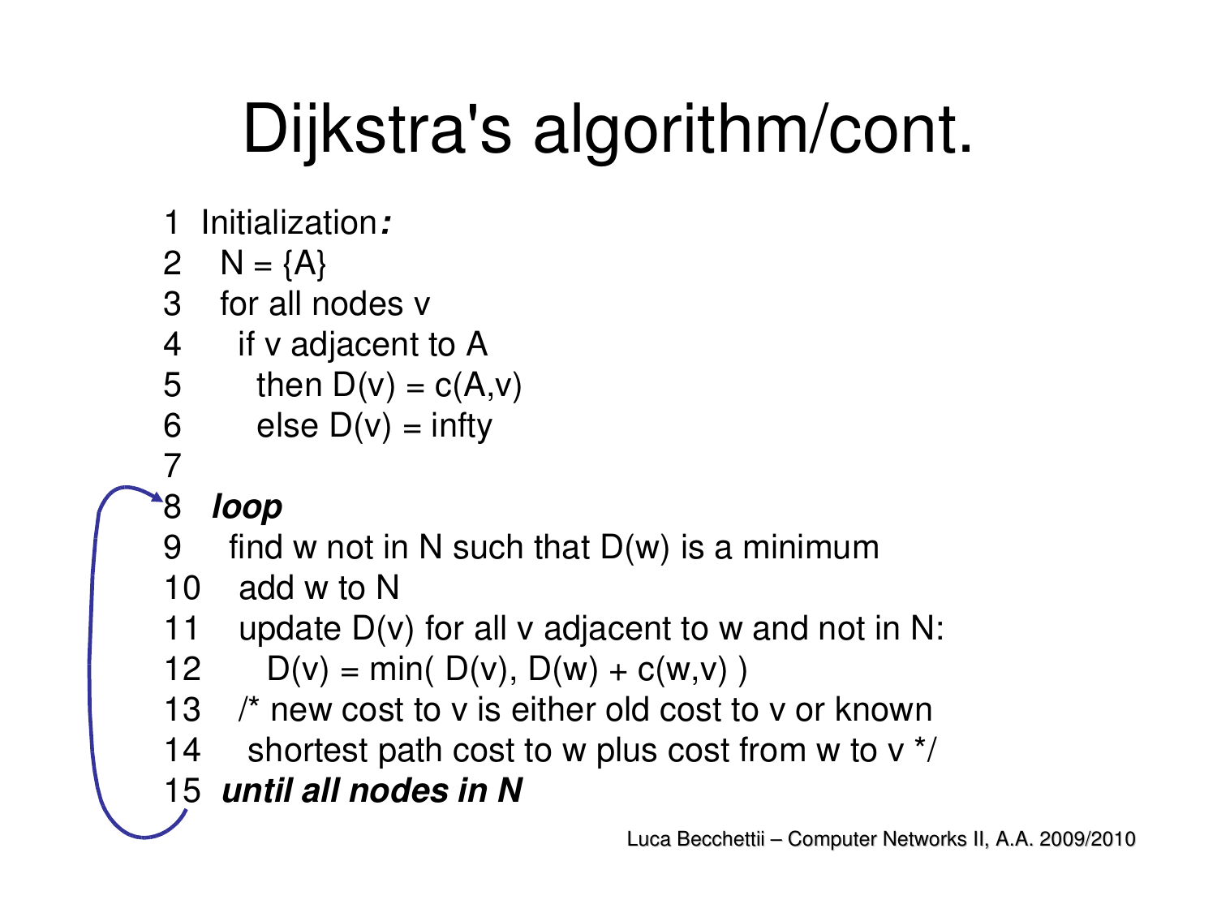# Dijkstra's algorithm/cont.

```
1  Initialization:
2    N = {A}
3    for all nodes v
4      if v adjacent to A
5        then D(v) = c(A,v)
6        else D(v) = infty
7
8  loop
9    find w not in N such that D(w) is a minimum
10    add w to N
11    update D(v) for all v adjacent to w and not in N:
12       D(v) = min( D(v), D(w) + c(w,v) )
13    /* new cost to v is either old cost to v or known
14     shortest path cost to w plus cost from w to v */
15  until all nodes in N
```

Luca Becchettii – Computer Networks II, A.A. 2009/2010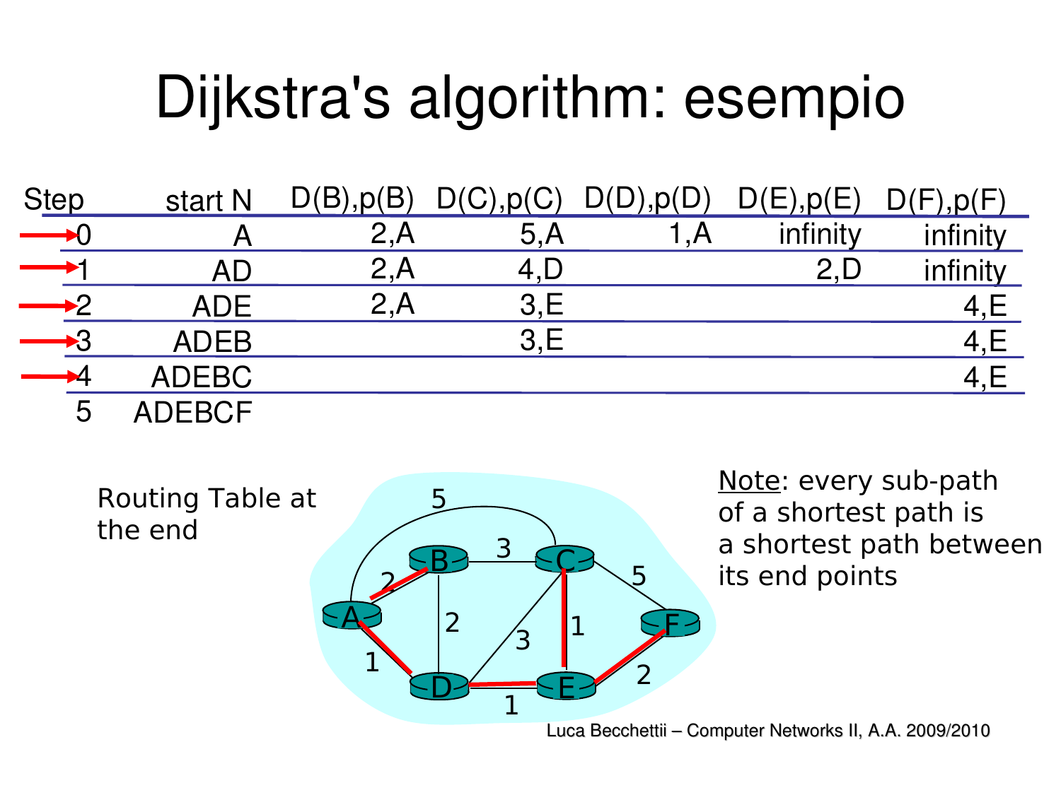# Dijkstra's algorithm: esempio

| Step | start N | D(B),p(B) | D(C),p(C) | D(D),p(D) | D(E),p(E) | D(F),p(F) |
|---|---|---|---|---|---|---|
| 0 | A | 2,A | 5,A | 1,A | infinity | infinity |
| 1 | AD | 2,A | 4,D | | 2,D | infinity |
| 2 | ADE | 2,A | 3,E | | | 4,E |
| 3 | ADEB | | 3,E | | | 4,E |
| 4 | ADEBC | | | | | 4,E |
| 5 | ADEBCF | | | | | |

Routing Table at the end

Note: every sub-path of a shortest path is a shortest path between its end points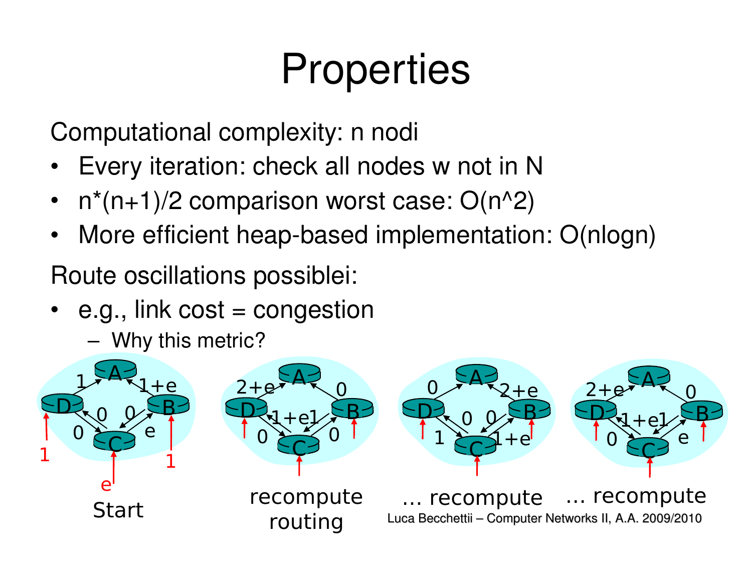# Properties

Computational complexity: n nodi

- Every iteration: check all nodes w not in N
- n*(n+1)/2 comparison worst case: O(n^2)
- More efficient heap-based implementation: O(nlogn)

Route oscillations possiblei:

- e.g., link cost = congestion
  - Why this metric?

Start

recompute routing

... recompute

... recompute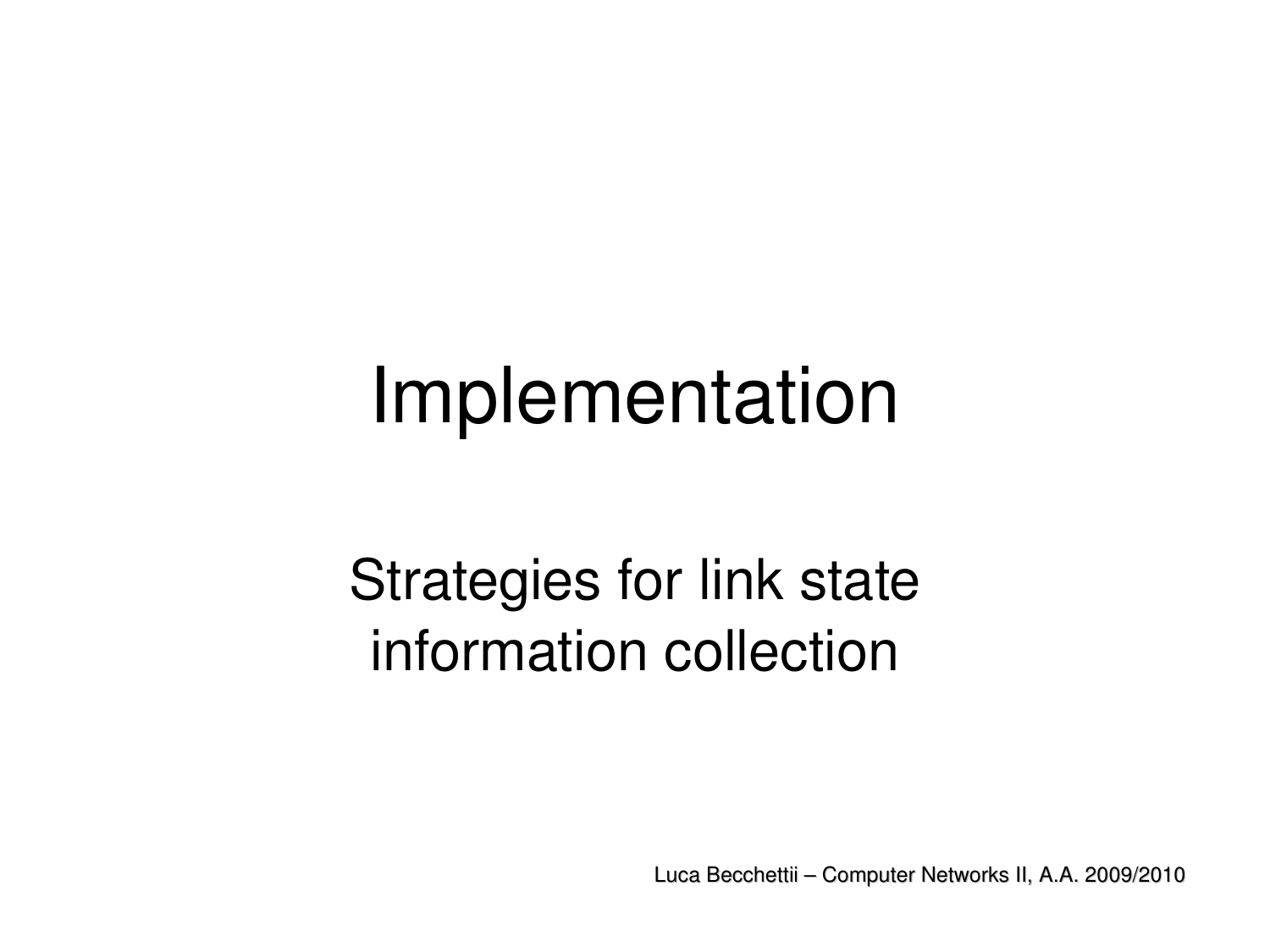# Implementation

## Strategies for link state information collection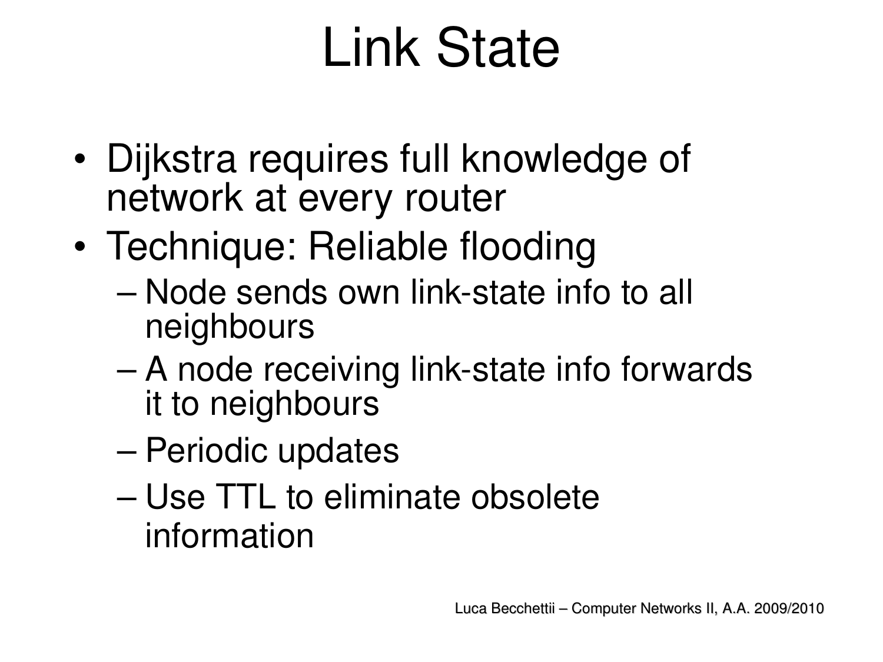# Link State

- Dijkstra requires full knowledge of network at every router
- Technique: Reliable flooding
  - Node sends own link-state info to all neighbours
  - A node receiving link-state info forwards it to neighbours
  - Periodic updates
  - Use TTL to eliminate obsolete information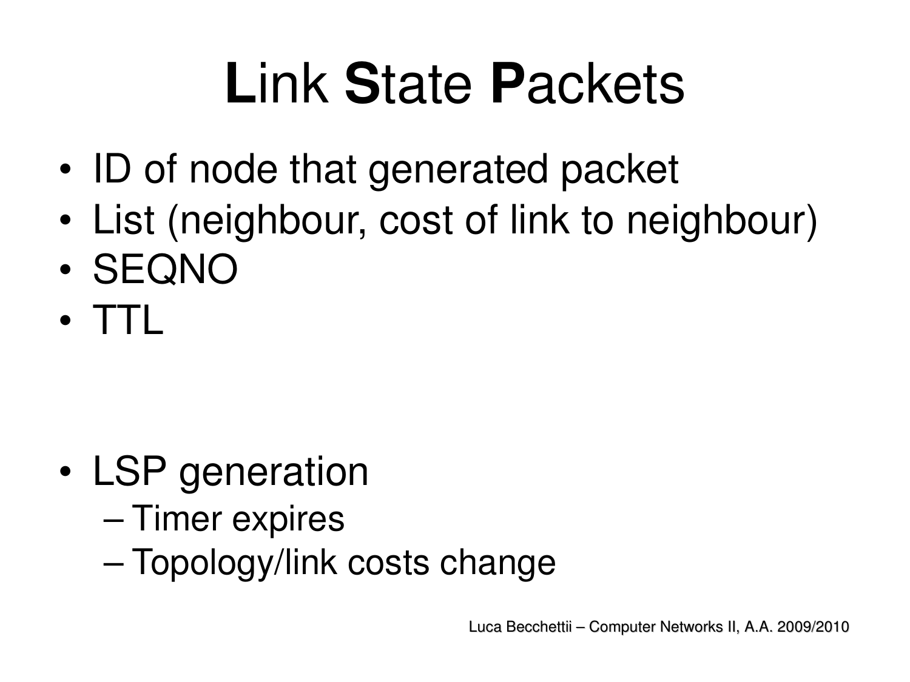# **L**ink **S**tate **P**ackets

- ID of node that generated packet
- List (neighbour, cost of link to neighbour)
- SEQNO
- TTL

- LSP generation
  - Timer expires
  - Topology/link costs change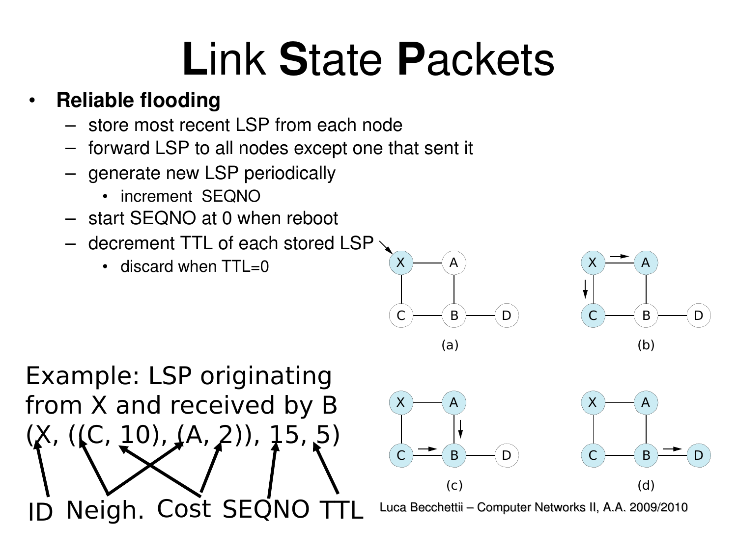# **L**ink **S**tate **P**ackets

- **Reliable flooding**
  - store most recent LSP from each node
  - forward LSP to all nodes except one that sent it
  - generate new LSP periodically
    - increment SEQNO
  - start SEQNO at 0 when reboot
  - decrement TTL of each stored LSP
    - discard when TTL=0

Example: LSP originating from X and received by B

(X, ((C, 10), (A, 2)), 15, 5)

ID Neigh. Cost SEQNO TTL

(a)

(b)

(c)

(d)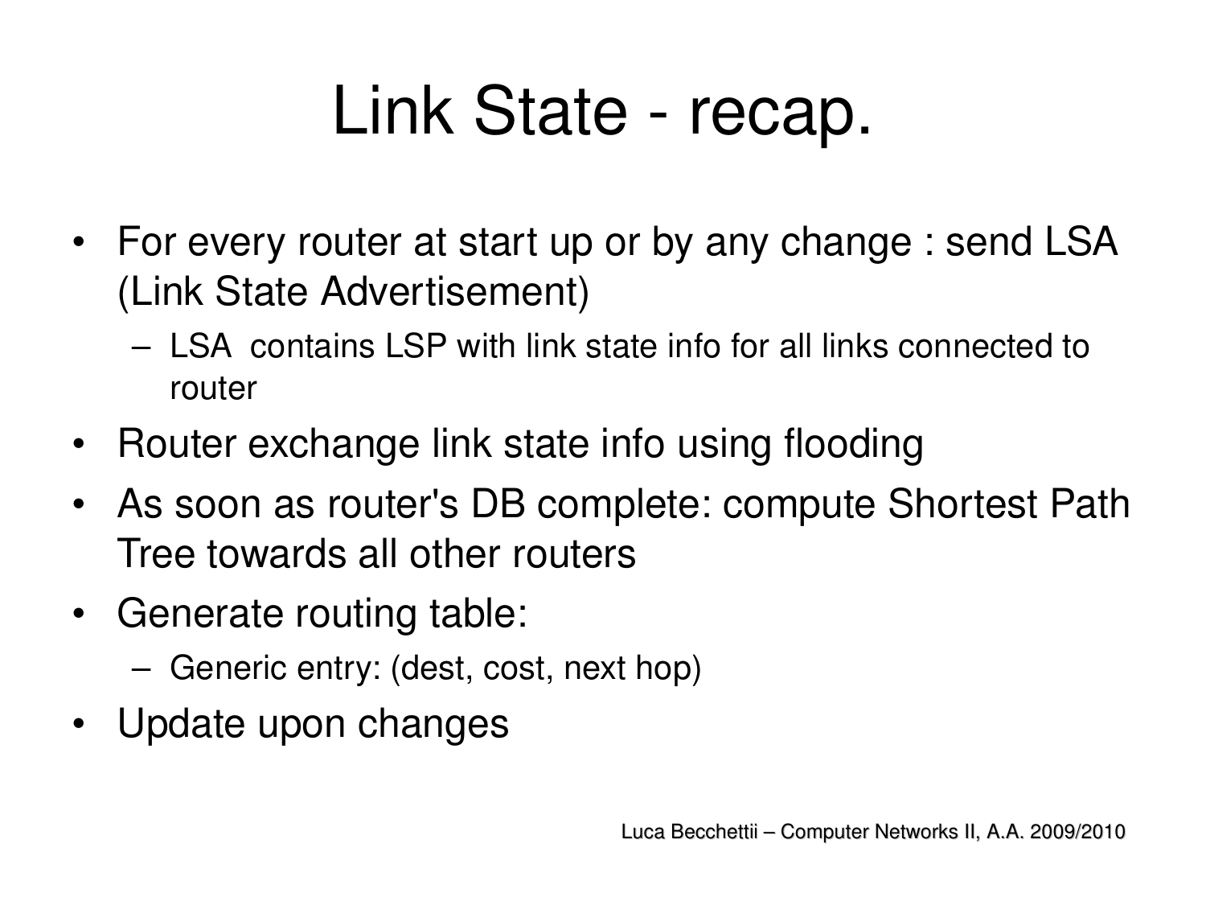# Link State - recap.

- For every router at start up or by any change : send LSA (Link State Advertisement)
  - LSA contains LSP with link state info for all links connected to router
- Router exchange link state info using flooding
- As soon as router's DB complete: compute Shortest Path Tree towards all other routers
- Generate routing table:
  - Generic entry: (dest, cost, next hop)
- Update upon changes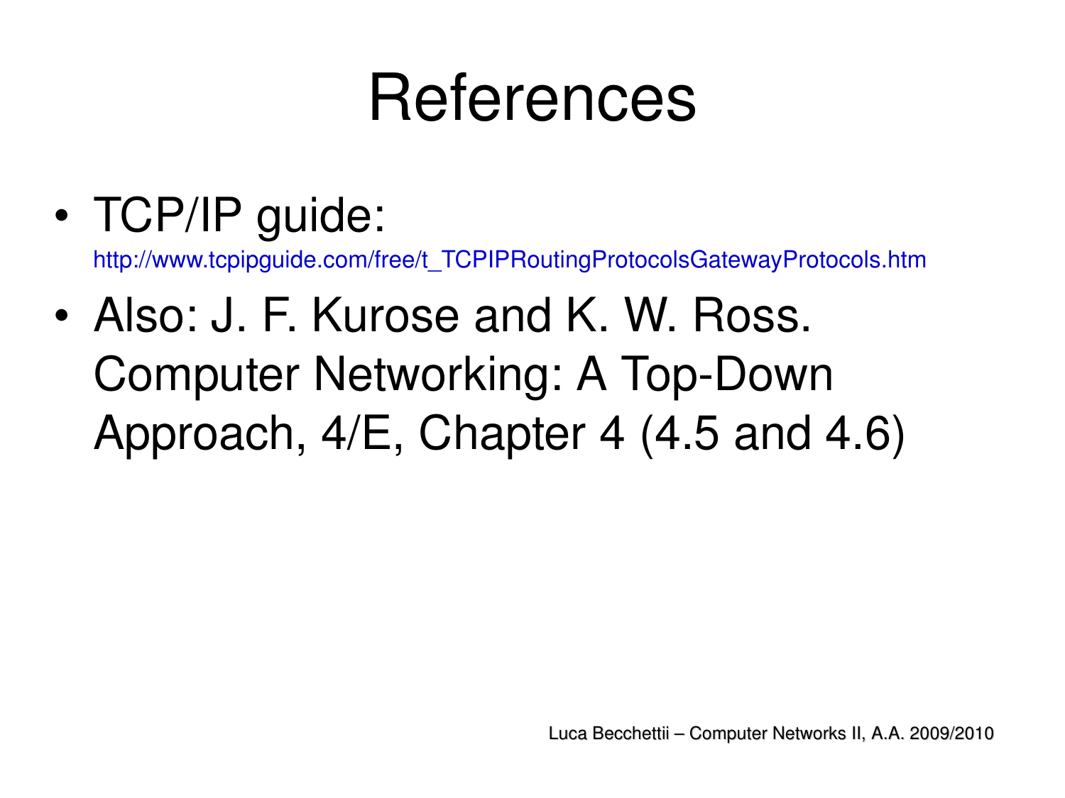# References

- TCP/IP guide: http://www.tcpipguide.com/free/t_TCPIPRoutingProtocolsGatewayProtocols.htm
- Also: J. F. Kurose and K. W. Ross. Computer Networking: A Top-Down Approach, 4/E, Chapter 4 (4.5 and 4.6)